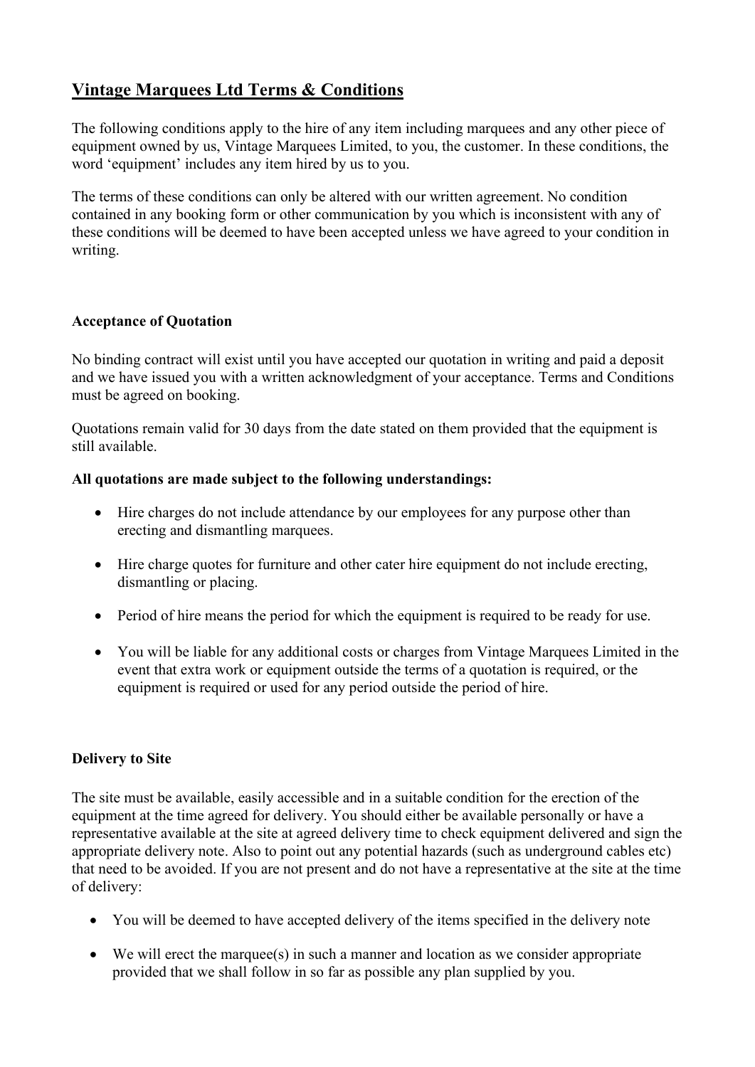# Vintage Marquees Ltd Terms & Conditions

The following conditions apply to the hire of any item including marquees and any other piece of equipment owned by us, Vintage Marquees Limited, to you, the customer. In these conditions, the word 'equipment' includes any item hired by us to you.

The terms of these conditions can only be altered with our written agreement. No condition contained in any booking form or other communication by you which is inconsistent with any of these conditions will be deemed to have been accepted unless we have agreed to your condition in writing.

### Acceptance of Quotation

No binding contract will exist until you have accepted our quotation in writing and paid a deposit and we have issued you with a written acknowledgment of your acceptance. Terms and Conditions must be agreed on booking.

Quotations remain valid for 30 days from the date stated on them provided that the equipment is still available.

**All quotations are made subject to the following understandings:**

- Hire charges do not include attendance by our employees for any purpose other than erecting and dismantling marquees.
- Hire charge quotes for furniture and other cater hire equipment do not include erecting, dismantling or placing.
- Period of hire means the period for which the equipment is required to be ready for use.
- You will be liable for any additional costs or charges from Vintage Marquees Limited in the event that extra work or equipment outside the terms of a quotation is required, or the equipment is required or used for any period outside the period of hire.

### Delivery to Site

The site must be available, easily accessible and in a suitable condition for the erection of the equipment at the time agreed for delivery. You should either be available personally or have a representative available at the site at agreed delivery time to check equipment delivered and sign the appropriate delivery note. Also to point out any potential hazards (such as underground cables etc) that need to be avoided. If you are not present and do not have a representative at the site at the time of delivery:

- You will be deemed to have accepted delivery of the items specified in the delivery note
- We will erect the marquee(s) in such a manner and location as we consider appropriate provided that we shall follow in so far as possible any plan supplied by you.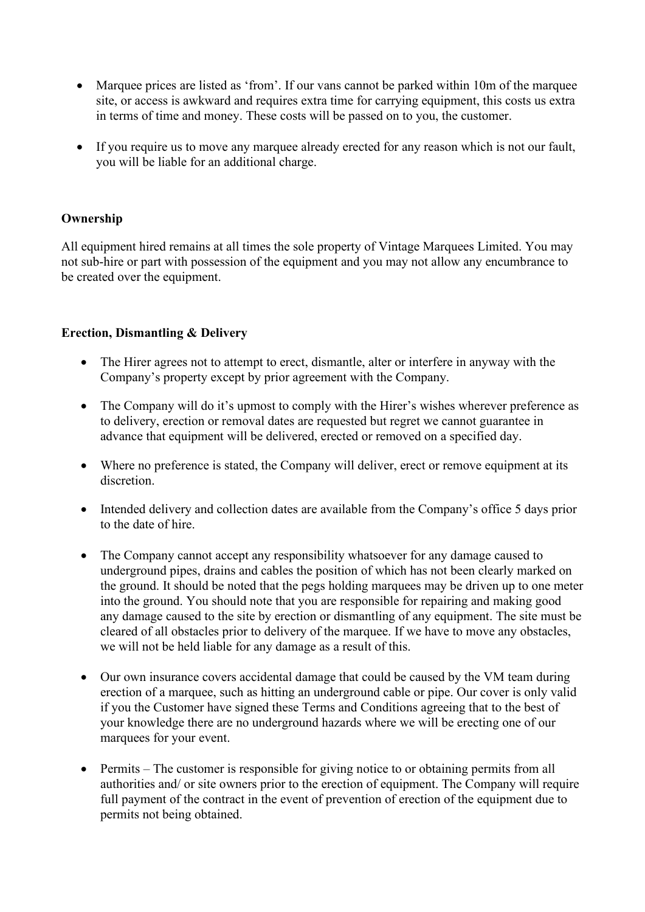- Marquee prices are listed as 'from'. If our vans cannot be parked within 10m of the marquee site, or access is awkward and requires extra time for carrying equipment, this costs us extra in terms of time and money. These costs will be passed on to you, the customer.

- If you require us to move any marquee already erected for any reason which is not our fault, you will be liable for an additional charge.

**Ownership**

All equipment hired remains at all times the sole property of Vintage Marquees Limited. You may not sub-hire or part with possession of the equipment and you may not allow any encumbrance to be created over the equipment.

**Erection, Dismantling & Delivery**

- The Hirer agrees not to attempt to erect, dismantle, alter or interfere in anyway with the Company's property except by prior agreement with the Company.

- The Company will do it's upmost to comply with the Hirer's wishes wherever preference as to delivery, erection or removal dates are requested but regret we cannot guarantee in advance that equipment will be delivered, erected or removed on a specified day.

- Where no preference is stated, the Company will deliver, erect or remove equipment at its discretion.

- Intended delivery and collection dates are available from the Company's office 5 days prior to the date of hire.

- The Company cannot accept any responsibility whatsoever for any damage caused to underground pipes, drains and cables the position of which has not been clearly marked on the ground. It should be noted that the pegs holding marquees may be driven up to one meter into the ground. You should note that you are responsible for repairing and making good any damage caused to the site by erection or dismantling of any equipment. The site must be cleared of all obstacles prior to delivery of the marquee. If we have to move any obstacles, we will not be held liable for any damage as a result of this.

- Our own insurance covers accidental damage that could be caused by the VM team during erection of a marquee, such as hitting an underground cable or pipe. Our cover is only valid if you the Customer have signed these Terms and Conditions agreeing that to the best of your knowledge there are no underground hazards where we will be erecting one of our marquees for your event.

- Permits – The customer is responsible for giving notice to or obtaining permits from all authorities and/ or site owners prior to the erection of equipment. The Company will require full payment of the contract in the event of prevention of erection of the equipment due to permits not being obtained.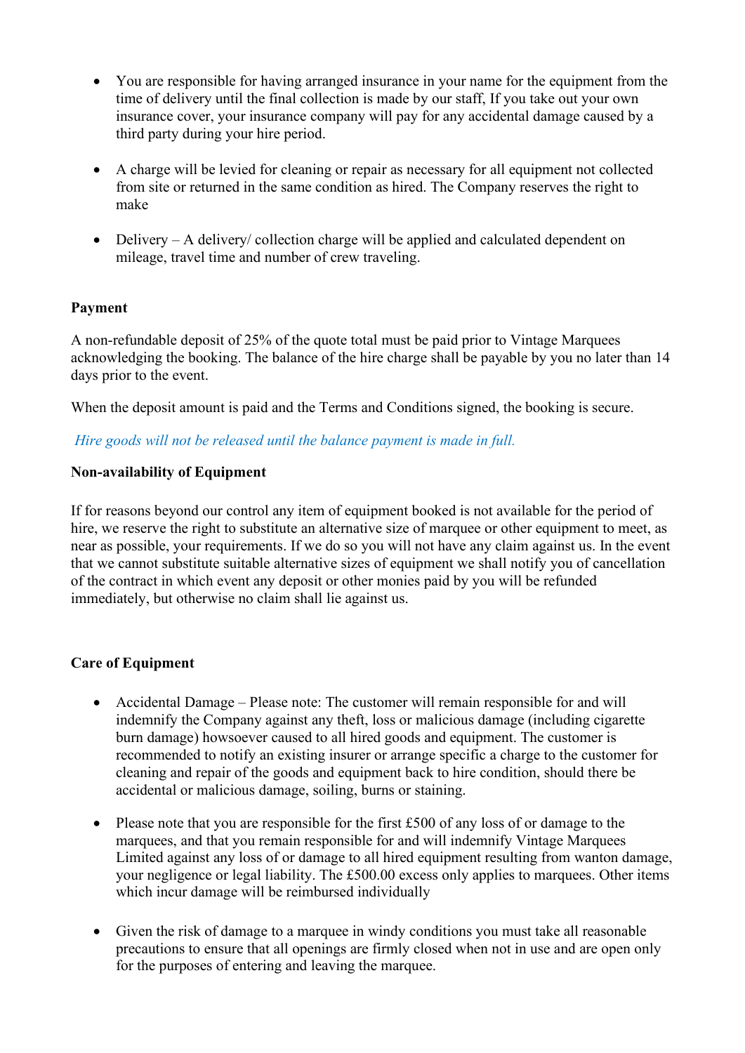- You are responsible for having arranged insurance in your name for the equipment from the time of delivery until the final collection is made by our staff, If you take out your own insurance cover, your insurance company will pay for any accidental damage caused by a third party during your hire period.

- A charge will be levied for cleaning or repair as necessary for all equipment not collected from site or returned in the same condition as hired. The Company reserves the right to make

- Delivery – A delivery/ collection charge will be applied and calculated dependent on mileage, travel time and number of crew traveling.

**Payment**

A non-refundable deposit of 25% of the quote total must be paid prior to Vintage Marquees acknowledging the booking. The balance of the hire charge shall be payable by you no later than 14 days prior to the event.

When the deposit amount is paid and the Terms and Conditions signed, the booking is secure.

*Hire goods will not be released until the balance payment is made in full.*

**Non-availability of Equipment**

If for reasons beyond our control any item of equipment booked is not available for the period of hire, we reserve the right to substitute an alternative size of marquee or other equipment to meet, as near as possible, your requirements. If we do so you will not have any claim against us. In the event that we cannot substitute suitable alternative sizes of equipment we shall notify you of cancellation of the contract in which event any deposit or other monies paid by you will be refunded immediately, but otherwise no claim shall lie against us.

**Care of Equipment**

- Accidental Damage – Please note: The customer will remain responsible for and will indemnify the Company against any theft, loss or malicious damage (including cigarette burn damage) howsoever caused to all hired goods and equipment. The customer is recommended to notify an existing insurer or arrange specific a charge to the customer for cleaning and repair of the goods and equipment back to hire condition, should there be accidental or malicious damage, soiling, burns or staining.

- Please note that you are responsible for the first £500 of any loss of or damage to the marquees, and that you remain responsible for and will indemnify Vintage Marquees Limited against any loss of or damage to all hired equipment resulting from wanton damage, your negligence or legal liability. The £500.00 excess only applies to marquees. Other items which incur damage will be reimbursed individually

- Given the risk of damage to a marquee in windy conditions you must take all reasonable precautions to ensure that all openings are firmly closed when not in use and are open only for the purposes of entering and leaving the marquee.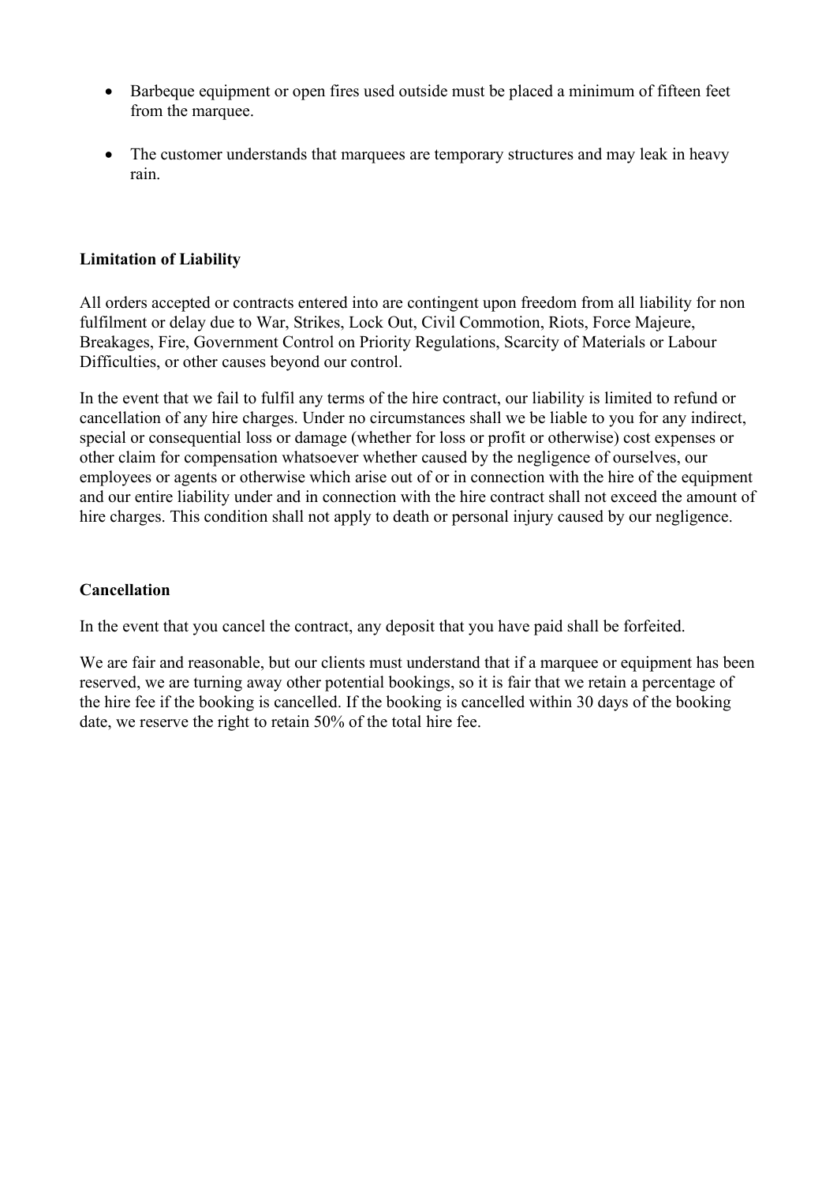- Barbeque equipment or open fires used outside must be placed a minimum of fifteen feet from the marquee.
- The customer understands that marquees are temporary structures and may leak in heavy rain.

**Limitation of Liability**

All orders accepted or contracts entered into are contingent upon freedom from all liability for non fulfilment or delay due to War, Strikes, Lock Out, Civil Commotion, Riots, Force Majeure, Breakages, Fire, Government Control on Priority Regulations, Scarcity of Materials or Labour Difficulties, or other causes beyond our control.

In the event that we fail to fulfil any terms of the hire contract, our liability is limited to refund or cancellation of any hire charges. Under no circumstances shall we be liable to you for any indirect, special or consequential loss or damage (whether for loss or profit or otherwise) cost expenses or other claim for compensation whatsoever whether caused by the negligence of ourselves, our employees or agents or otherwise which arise out of or in connection with the hire of the equipment and our entire liability under and in connection with the hire contract shall not exceed the amount of hire charges. This condition shall not apply to death or personal injury caused by our negligence.

**Cancellation**

In the event that you cancel the contract, any deposit that you have paid shall be forfeited.

We are fair and reasonable, but our clients must understand that if a marquee or equipment has been reserved, we are turning away other potential bookings, so it is fair that we retain a percentage of the hire fee if the booking is cancelled. If the booking is cancelled within 30 days of the booking date, we reserve the right to retain 50% of the total hire fee.